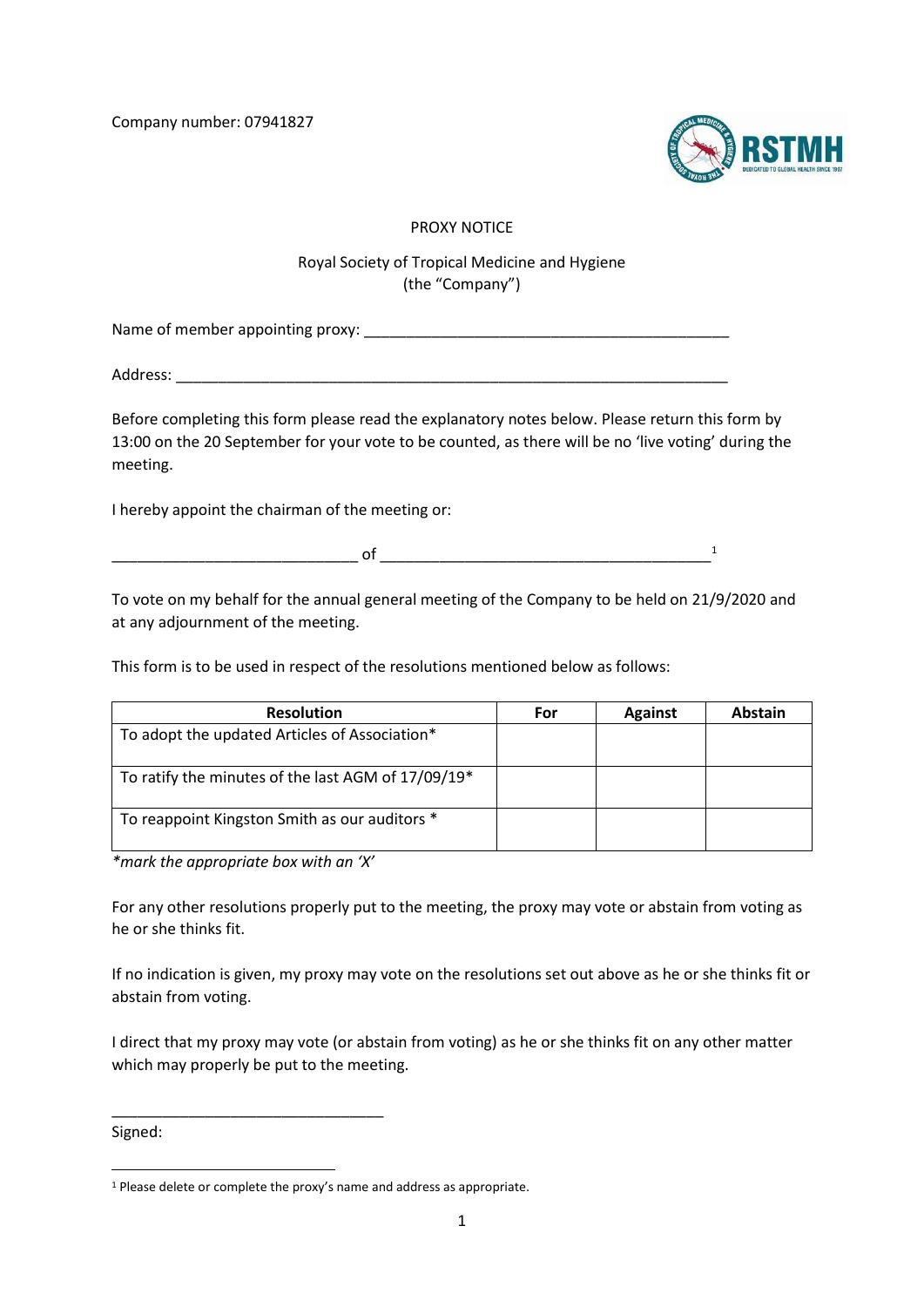Company number: 07941827

PROXY NOTICE

Royal Society of Tropical Medicine and Hygiene
(the "Company")

Name of member appointing proxy: ____________________________________________

Address: __________________________________________________________________

Before completing this form please read the explanatory notes below. Please return this form by 13:00 on the 20 September for your vote to be counted, as there will be no 'live voting' during the meeting.

I hereby appoint the chairman of the meeting or:

_____________________________ of _______________________________________[1]

To vote on my behalf for the annual general meeting of the Company to be held on 21/9/2020 and at any adjournment of the meeting.

This form is to be used in respect of the resolutions mentioned below as follows:

| Resolution | For | Against | Abstain |
|---|---|---|---|
| To adopt the updated Articles of Association* | | | |
| To ratify the minutes of the last AGM of 17/09/19* | | | |
| To reappoint Kingston Smith as our auditors * | | | |

*\*mark the appropriate box with an 'X'*

For any other resolutions properly put to the meeting, the proxy may vote or abstain from voting as he or she thinks fit.

If no indication is given, my proxy may vote on the resolutions set out above as he or she thinks fit or abstain from voting.

I direct that my proxy may vote (or abstain from voting) as he or she thinks fit on any other matter which may properly be put to the meeting.

_________________________________

Signed:

[1] Please delete or complete the proxy's name and address as appropriate.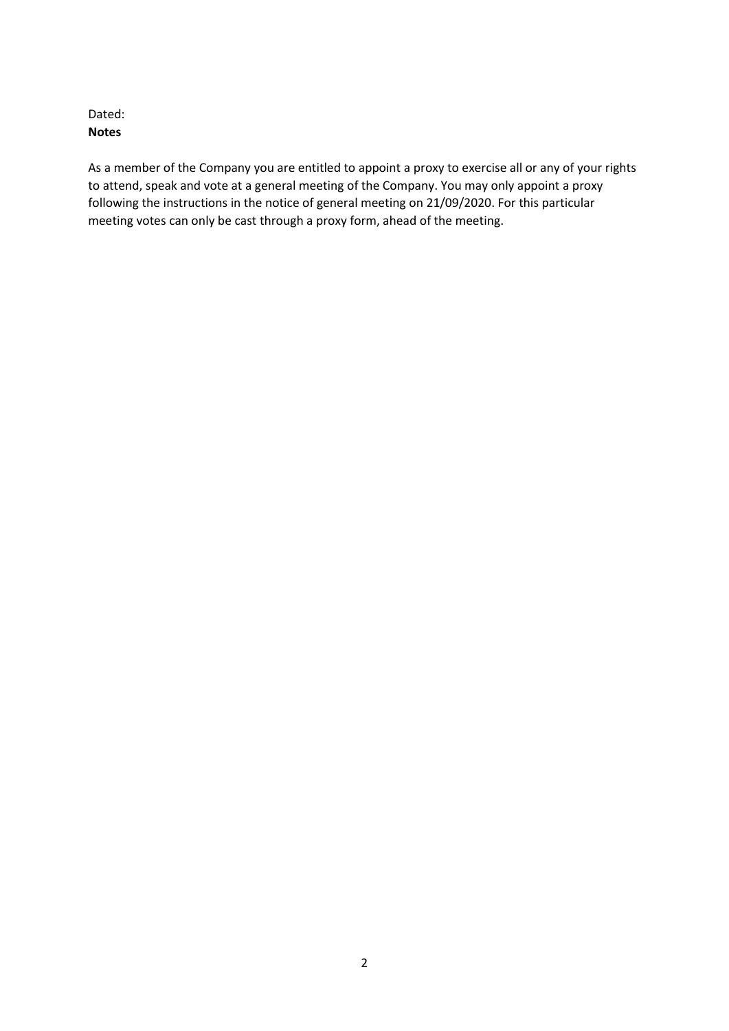Dated:

**Notes**

As a member of the Company you are entitled to appoint a proxy to exercise all or any of your rights to attend, speak and vote at a general meeting of the Company. You may only appoint a proxy following the instructions in the notice of general meeting on 21/09/2020. For this particular meeting votes can only be cast through a proxy form, ahead of the meeting.